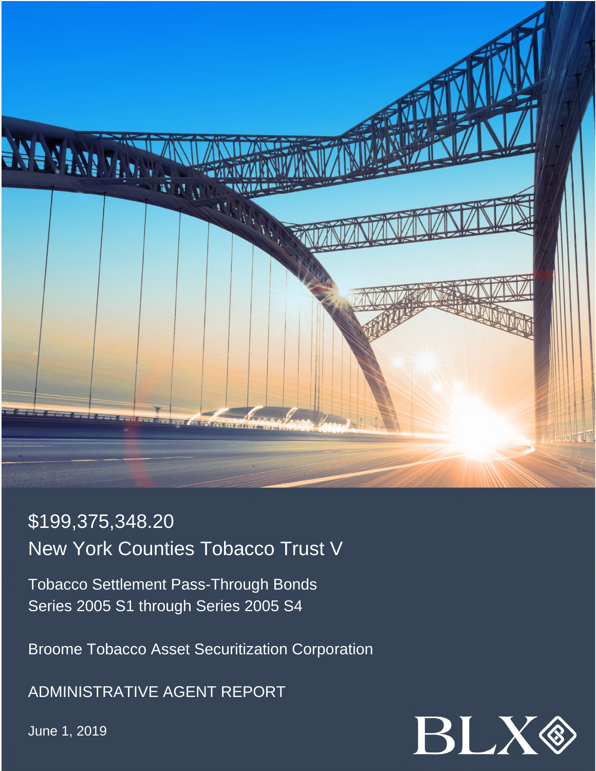# $199,375,348.20

# New York Counties Tobacco Trust V

Tobacco Settlement Pass-Through Bonds
Series 2005 S1 through Series 2005 S4

Broome Tobacco Asset Securitization Corporation

ADMINISTRATIVE AGENT REPORT

June 1, 2019

BLX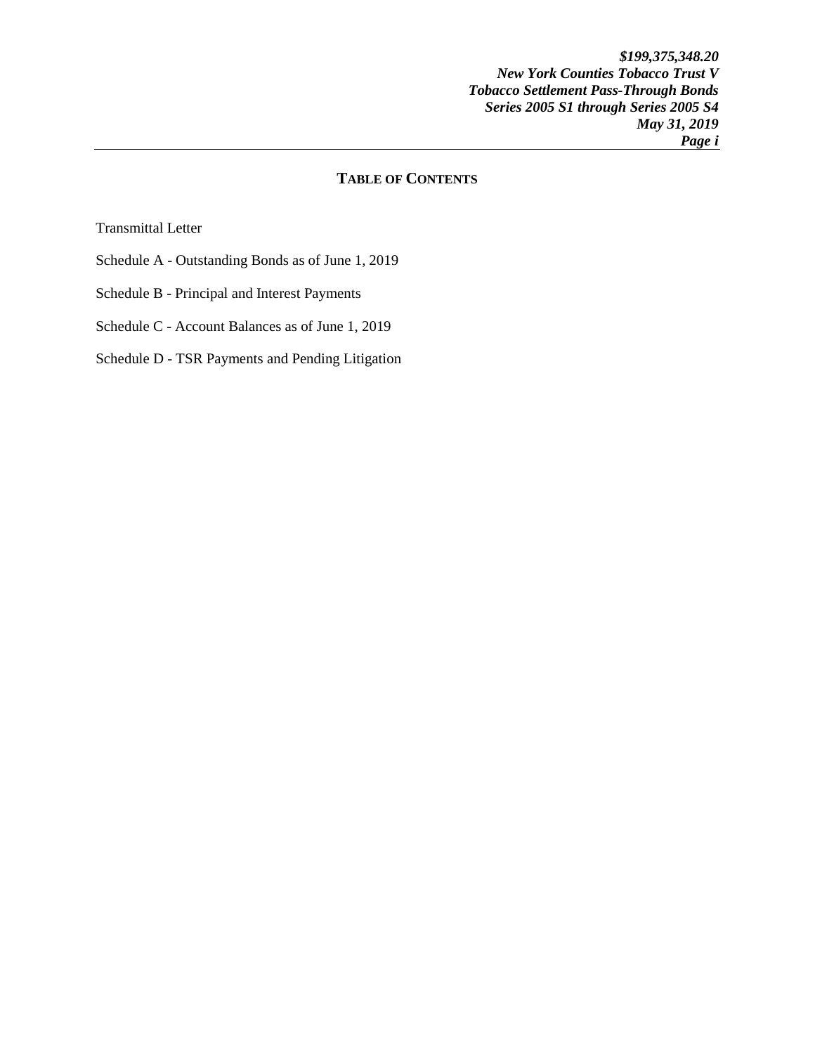# TABLE OF CONTENTS

Transmittal Letter

Schedule A - Outstanding Bonds as of June 1, 2019

Schedule B - Principal and Interest Payments

Schedule C - Account Balances as of June 1, 2019

Schedule D - TSR Payments and Pending Litigation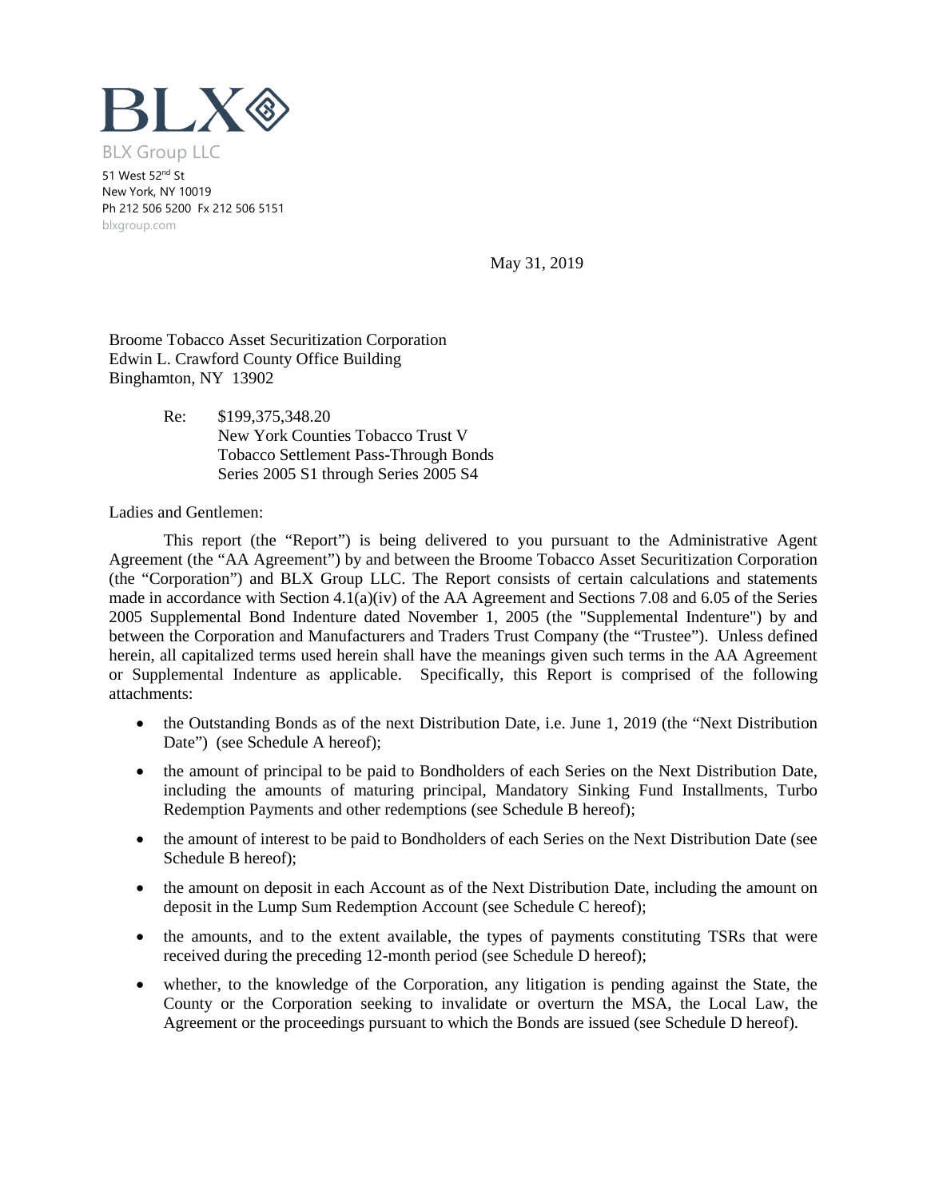BLX

BLX Group LLC

51 West 52nd St
New York, NY 10019
Ph 212 506 5200 Fx 212 506 5151
blxgroup.com

May 31, 2019

Broome Tobacco Asset Securitization Corporation
Edwin L. Crawford County Office Building
Binghamton, NY 13902

Re: $199,375,348.20
New York Counties Tobacco Trust V
Tobacco Settlement Pass-Through Bonds
Series 2005 S1 through Series 2005 S4

Ladies and Gentlemen:

This report (the "Report") is being delivered to you pursuant to the Administrative Agent Agreement (the "AA Agreement") by and between the Broome Tobacco Asset Securitization Corporation (the "Corporation") and BLX Group LLC. The Report consists of certain calculations and statements made in accordance with Section 4.1(a)(iv) of the AA Agreement and Sections 7.08 and 6.05 of the Series 2005 Supplemental Bond Indenture dated November 1, 2005 (the "Supplemental Indenture") by and between the Corporation and Manufacturers and Traders Trust Company (the "Trustee"). Unless defined herein, all capitalized terms used herein shall have the meanings given such terms in the AA Agreement or Supplemental Indenture as applicable. Specifically, this Report is comprised of the following attachments:

- the Outstanding Bonds as of the next Distribution Date, i.e. June 1, 2019 (the "Next Distribution Date") (see Schedule A hereof);
- the amount of principal to be paid to Bondholders of each Series on the Next Distribution Date, including the amounts of maturing principal, Mandatory Sinking Fund Installments, Turbo Redemption Payments and other redemptions (see Schedule B hereof);
- the amount of interest to be paid to Bondholders of each Series on the Next Distribution Date (see Schedule B hereof);
- the amount on deposit in each Account as of the Next Distribution Date, including the amount on deposit in the Lump Sum Redemption Account (see Schedule C hereof);
- the amounts, and to the extent available, the types of payments constituting TSRs that were received during the preceding 12-month period (see Schedule D hereof);
- whether, to the knowledge of the Corporation, any litigation is pending against the State, the County or the Corporation seeking to invalidate or overturn the MSA, the Local Law, the Agreement or the proceedings pursuant to which the Bonds are issued (see Schedule D hereof).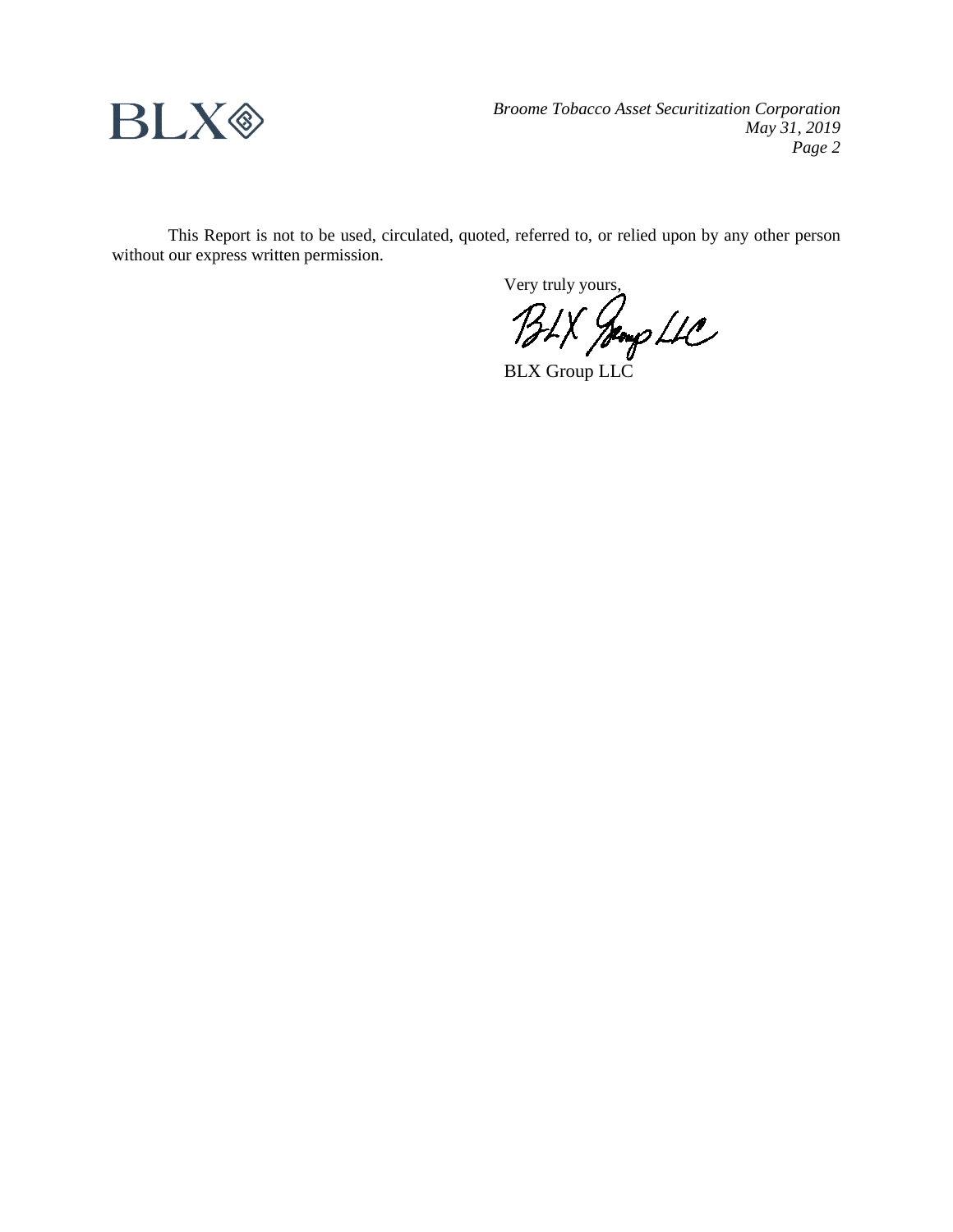This Report is not to be used, circulated, quoted, referred to, or relied upon by any other person without our express written permission.

Very truly yours,

BLX Group LLC

BLX Group LLC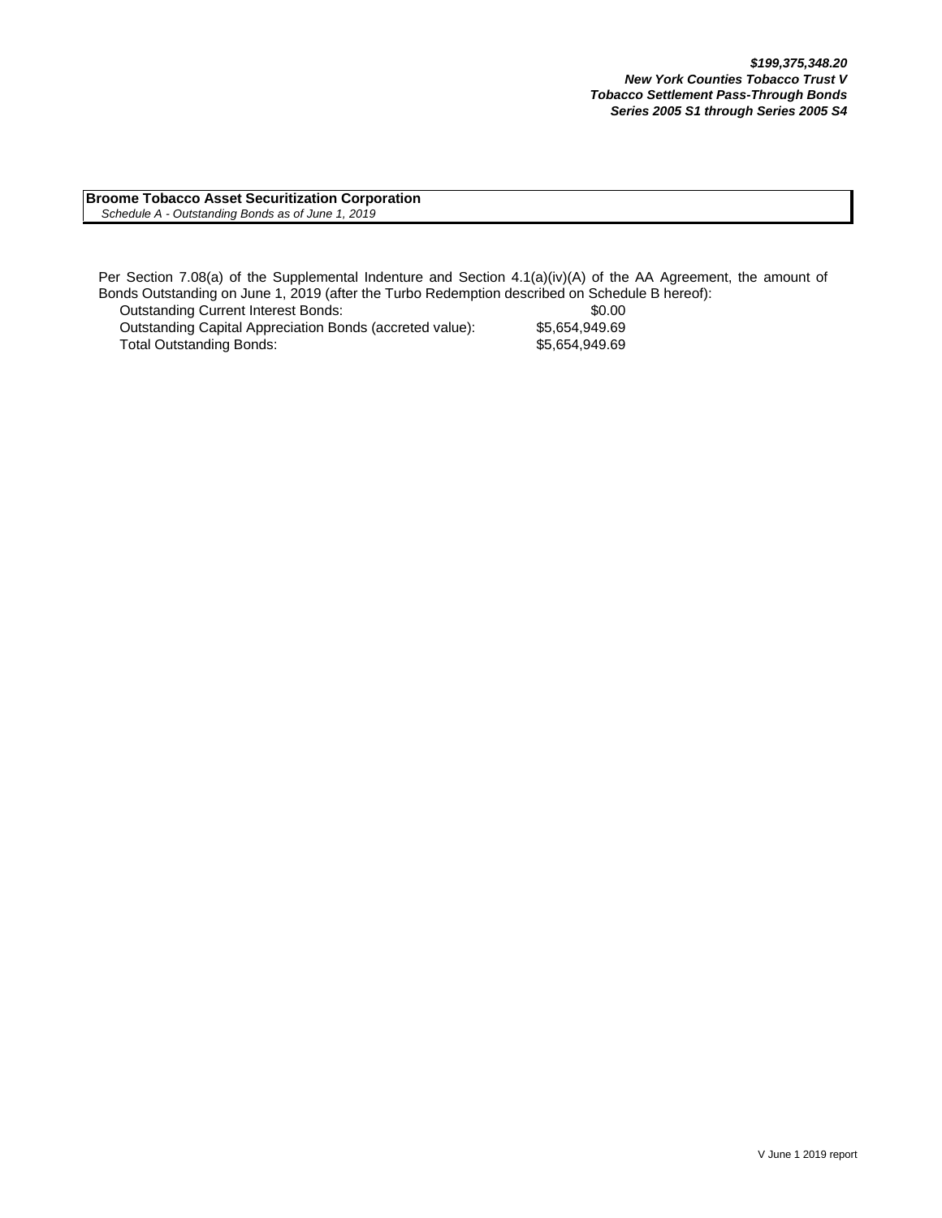***$199,375,348.20***
***New York Counties Tobacco Trust V***
***Tobacco Settlement Pass-Through Bonds***
***Series 2005 S1 through Series 2005 S4***

**Broome Tobacco Asset Securitization Corporation**
*Schedule A - Outstanding Bonds as of June 1, 2019*

Per Section 7.08(a) of the Supplemental Indenture and Section 4.1(a)(iv)(A) of the AA Agreement, the amount of Bonds Outstanding on June 1, 2019 (after the Turbo Redemption described on Schedule B hereof):

| | |
|---|---|
| Outstanding Current Interest Bonds: | $0.00 |
| Outstanding Capital Appreciation Bonds (accreted value): | $5,654,949.69 |
| Total Outstanding Bonds: | $5,654,949.69 |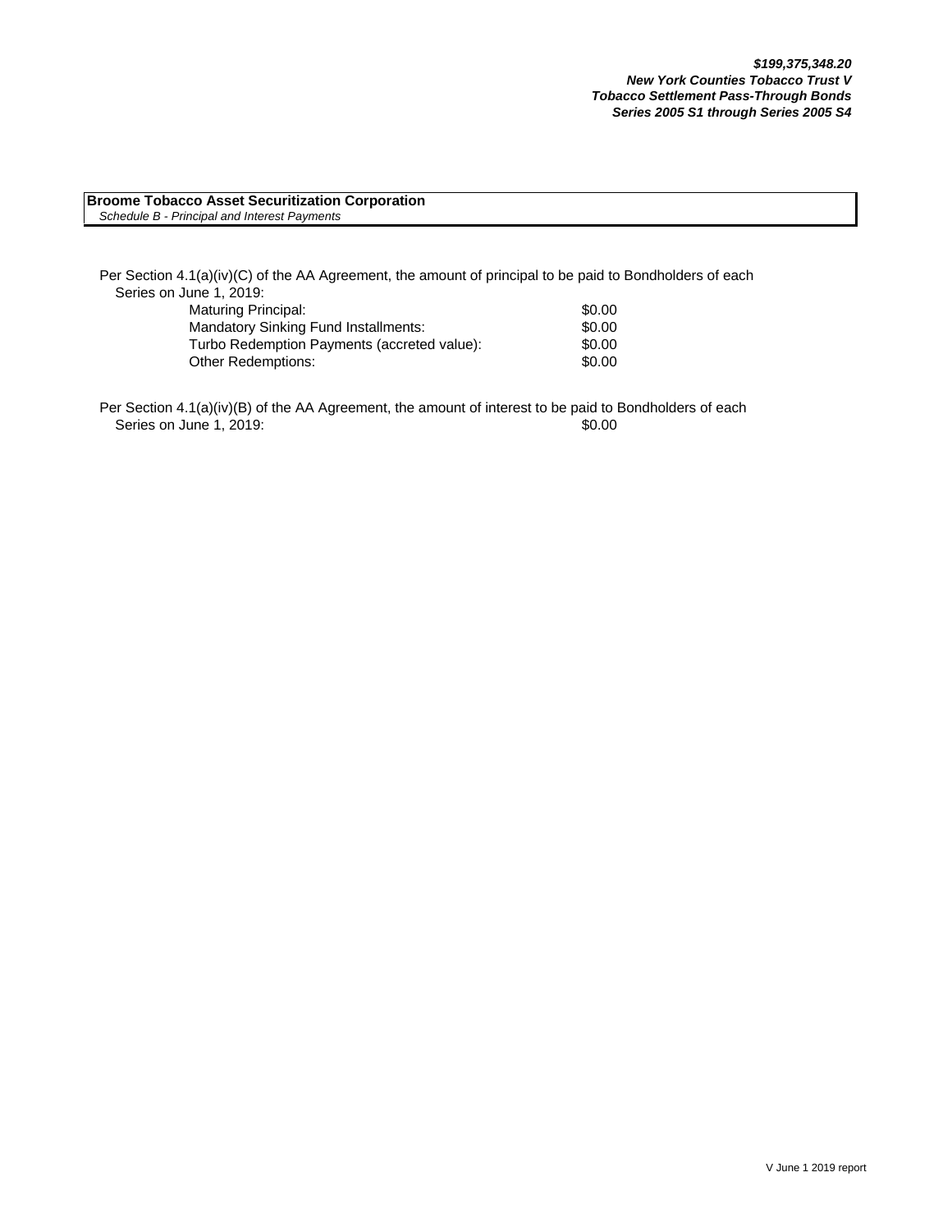***$199,375,348.20***
***New York Counties Tobacco Trust V***
***Tobacco Settlement Pass-Through Bonds***
***Series 2005 S1 through Series 2005 S4***

**Broome Tobacco Asset Securitization Corporation**
*Schedule B - Principal and Interest Payments*

Per Section 4.1(a)(iv)(C) of the AA Agreement, the amount of principal to be paid to Bondholders of each Series on June 1, 2019:

| | |
|---|---|
| Maturing Principal: | $0.00 |
| Mandatory Sinking Fund Installments: | $0.00 |
| Turbo Redemption Payments (accreted value): | $0.00 |
| Other Redemptions: | $0.00 |

Per Section 4.1(a)(iv)(B) of the AA Agreement, the amount of interest to be paid to Bondholders of each Series on June 1, 2019: $0.00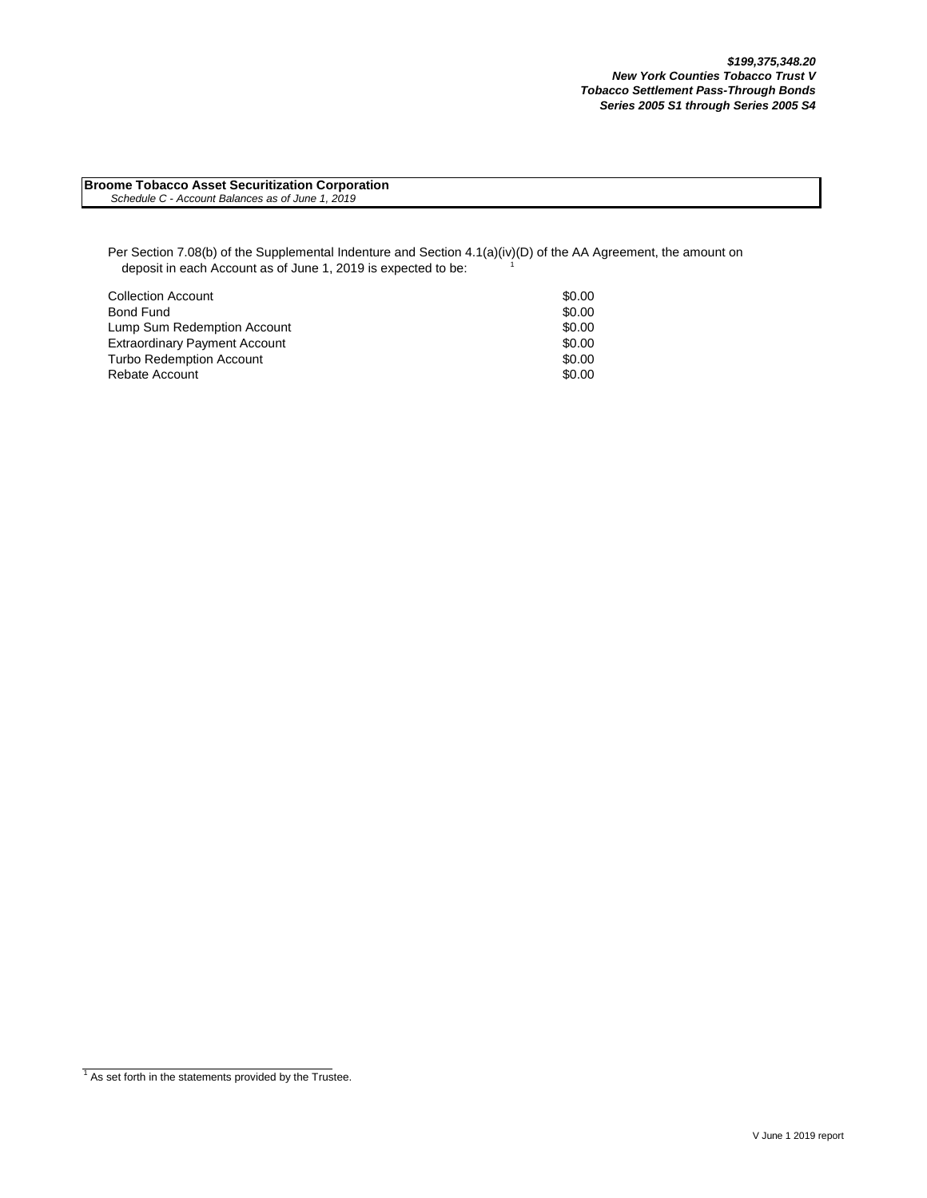***$199,375,348.20***
***New York Counties Tobacco Trust V***
***Tobacco Settlement Pass-Through Bonds***
***Series 2005 S1 through Series 2005 S4***

**Broome Tobacco Asset Securitization Corporation**
*Schedule C - Account Balances as of June 1, 2019*

Per Section 7.08(b) of the Supplemental Indenture and Section 4.1(a)(iv)(D) of the AA Agreement, the amount on deposit in each Account as of June 1, 2019 is expected to be: [1]

| Account | Amount |
|---|---|
| Collection Account | $0.00 |
| Bond Fund | $0.00 |
| Lump Sum Redemption Account | $0.00 |
| Extraordinary Payment Account | $0.00 |
| Turbo Redemption Account | $0.00 |
| Rebate Account | $0.00 |

[1] As set forth in the statements provided by the Trustee.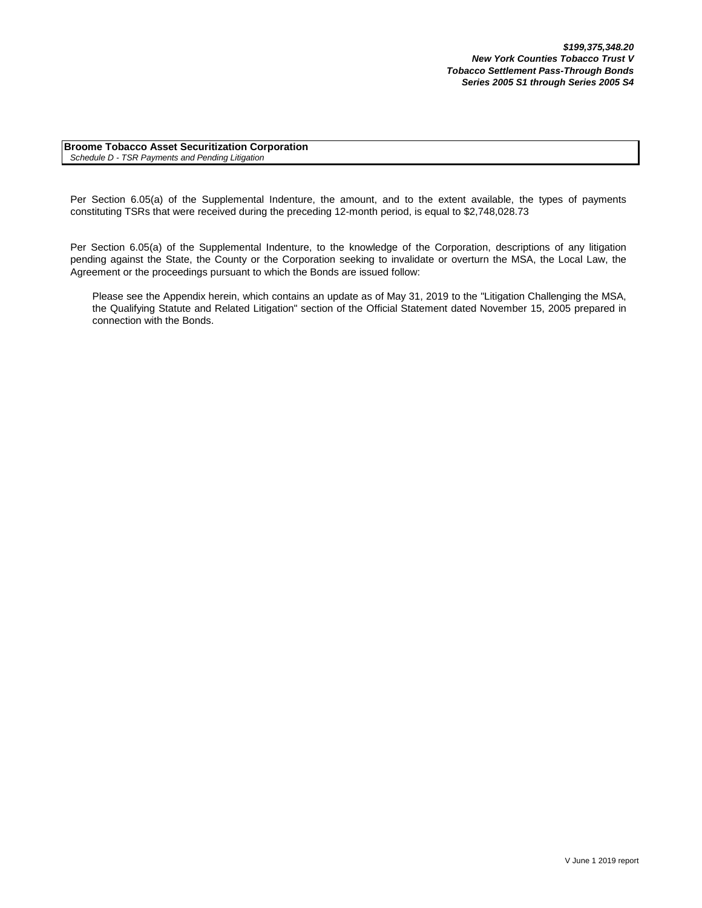***$199,375,348.20***
***New York Counties Tobacco Trust V***
***Tobacco Settlement Pass-Through Bonds***
***Series 2005 S1 through Series 2005 S4***

**Broome Tobacco Asset Securitization Corporation**
*Schedule D - TSR Payments and Pending Litigation*

Per Section 6.05(a) of the Supplemental Indenture, the amount, and to the extent available, the types of payments constituting TSRs that were received during the preceding 12-month period, is equal to $2,748,028.73

Per Section 6.05(a) of the Supplemental Indenture, to the knowledge of the Corporation, descriptions of any litigation pending against the State, the County or the Corporation seeking to invalidate or overturn the MSA, the Local Law, the Agreement or the proceedings pursuant to which the Bonds are issued follow:

> Please see the Appendix herein, which contains an update as of May 31, 2019 to the "Litigation Challenging the MSA, the Qualifying Statute and Related Litigation" section of the Official Statement dated November 15, 2005 prepared in connection with the Bonds.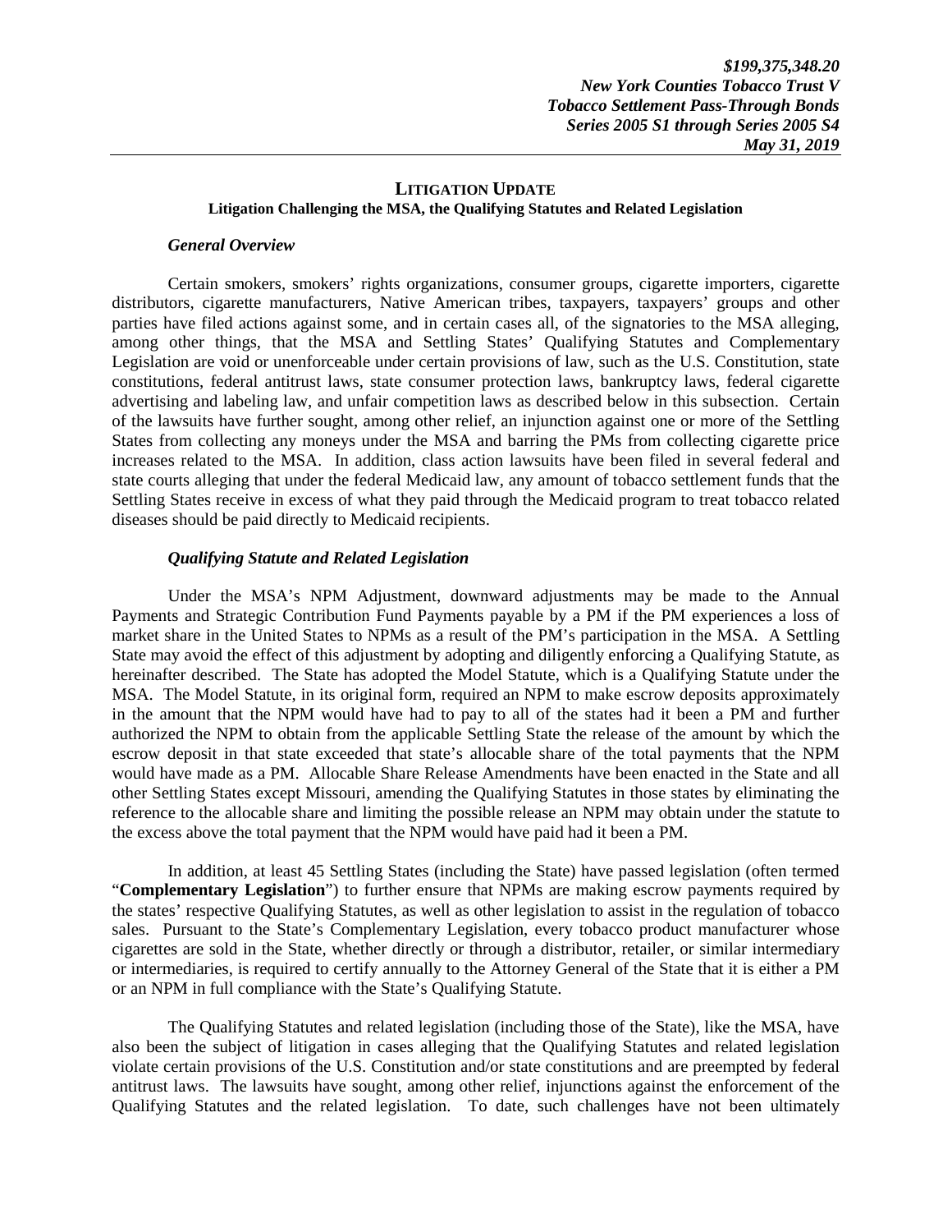## LITIGATION UPDATE

### Litigation Challenging the MSA, the Qualifying Statutes and Related Legislation

***General Overview***

Certain smokers, smokers' rights organizations, consumer groups, cigarette importers, cigarette distributors, cigarette manufacturers, Native American tribes, taxpayers, taxpayers' groups and other parties have filed actions against some, and in certain cases all, of the signatories to the MSA alleging, among other things, that the MSA and Settling States' Qualifying Statutes and Complementary Legislation are void or unenforceable under certain provisions of law, such as the U.S. Constitution, state constitutions, federal antitrust laws, state consumer protection laws, bankruptcy laws, federal cigarette advertising and labeling law, and unfair competition laws as described below in this subsection. Certain of the lawsuits have further sought, among other relief, an injunction against one or more of the Settling States from collecting any moneys under the MSA and barring the PMs from collecting cigarette price increases related to the MSA. In addition, class action lawsuits have been filed in several federal and state courts alleging that under the federal Medicaid law, any amount of tobacco settlement funds that the Settling States receive in excess of what they paid through the Medicaid program to treat tobacco related diseases should be paid directly to Medicaid recipients.

***Qualifying Statute and Related Legislation***

Under the MSA's NPM Adjustment, downward adjustments may be made to the Annual Payments and Strategic Contribution Fund Payments payable by a PM if the PM experiences a loss of market share in the United States to NPMs as a result of the PM's participation in the MSA. A Settling State may avoid the effect of this adjustment by adopting and diligently enforcing a Qualifying Statute, as hereinafter described. The State has adopted the Model Statute, which is a Qualifying Statute under the MSA. The Model Statute, in its original form, required an NPM to make escrow deposits approximately in the amount that the NPM would have had to pay to all of the states had it been a PM and further authorized the NPM to obtain from the applicable Settling State the release of the amount by which the escrow deposit in that state exceeded that state's allocable share of the total payments that the NPM would have made as a PM. Allocable Share Release Amendments have been enacted in the State and all other Settling States except Missouri, amending the Qualifying Statutes in those states by eliminating the reference to the allocable share and limiting the possible release an NPM may obtain under the statute to the excess above the total payment that the NPM would have paid had it been a PM.

In addition, at least 45 Settling States (including the State) have passed legislation (often termed "**Complementary Legislation**") to further ensure that NPMs are making escrow payments required by the states' respective Qualifying Statutes, as well as other legislation to assist in the regulation of tobacco sales. Pursuant to the State's Complementary Legislation, every tobacco product manufacturer whose cigarettes are sold in the State, whether directly or through a distributor, retailer, or similar intermediary or intermediaries, is required to certify annually to the Attorney General of the State that it is either a PM or an NPM in full compliance with the State's Qualifying Statute.

The Qualifying Statutes and related legislation (including those of the State), like the MSA, have also been the subject of litigation in cases alleging that the Qualifying Statutes and related legislation violate certain provisions of the U.S. Constitution and/or state constitutions and are preempted by federal antitrust laws. The lawsuits have sought, among other relief, injunctions against the enforcement of the Qualifying Statutes and the related legislation. To date, such challenges have not been ultimately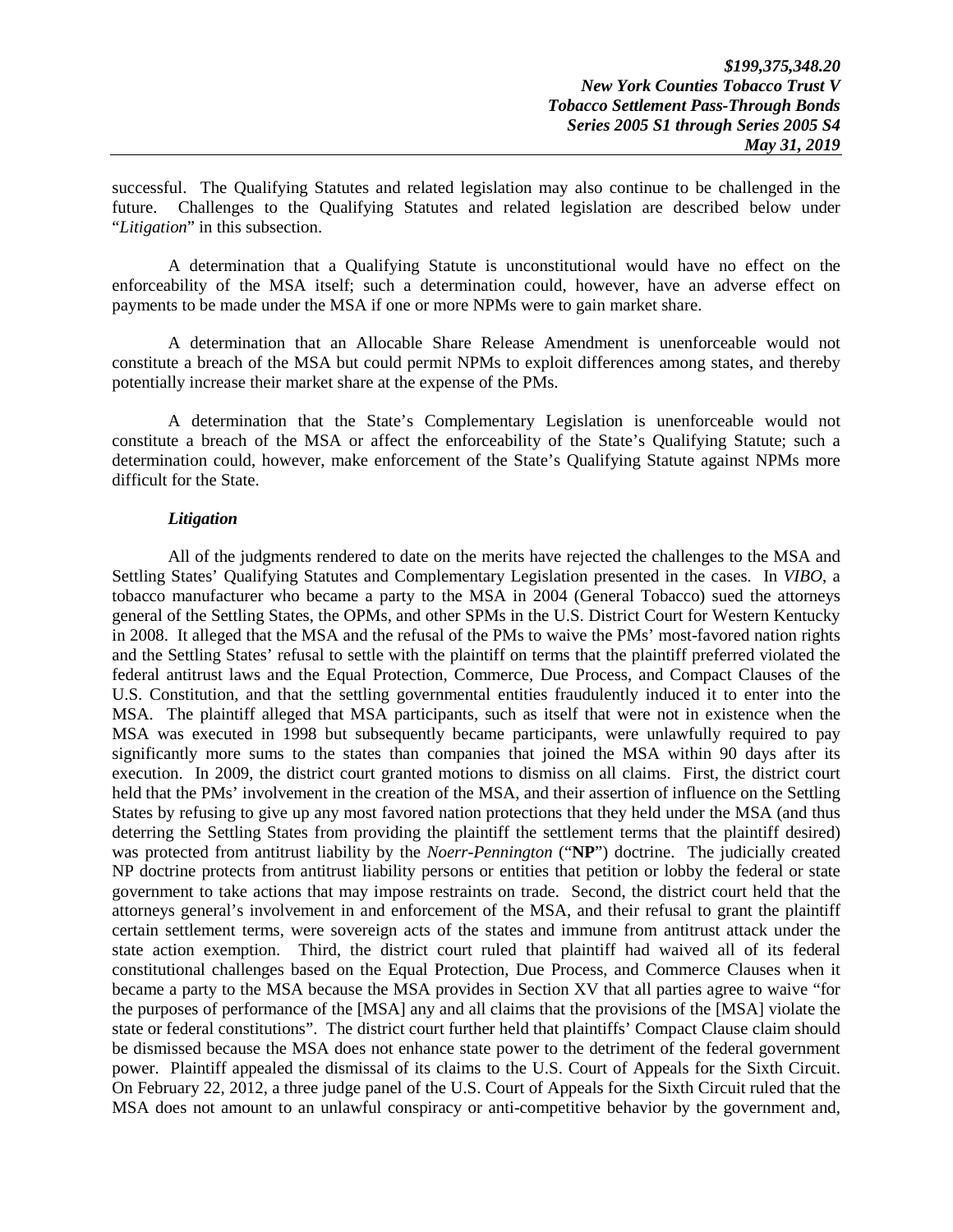successful. The Qualifying Statutes and related legislation may also continue to be challenged in the future. Challenges to the Qualifying Statutes and related legislation are described below under "*Litigation*" in this subsection.

A determination that a Qualifying Statute is unconstitutional would have no effect on the enforceability of the MSA itself; such a determination could, however, have an adverse effect on payments to be made under the MSA if one or more NPMs were to gain market share.

A determination that an Allocable Share Release Amendment is unenforceable would not constitute a breach of the MSA but could permit NPMs to exploit differences among states, and thereby potentially increase their market share at the expense of the PMs.

A determination that the State's Complementary Legislation is unenforceable would not constitute a breach of the MSA or affect the enforceability of the State's Qualifying Statute; such a determination could, however, make enforcement of the State's Qualifying Statute against NPMs more difficult for the State.

***Litigation***

All of the judgments rendered to date on the merits have rejected the challenges to the MSA and Settling States' Qualifying Statutes and Complementary Legislation presented in the cases. In *VIBO*, a tobacco manufacturer who became a party to the MSA in 2004 (General Tobacco) sued the attorneys general of the Settling States, the OPMs, and other SPMs in the U.S. District Court for Western Kentucky in 2008. It alleged that the MSA and the refusal of the PMs to waive the PMs' most-favored nation rights and the Settling States' refusal to settle with the plaintiff on terms that the plaintiff preferred violated the federal antitrust laws and the Equal Protection, Commerce, Due Process, and Compact Clauses of the U.S. Constitution, and that the settling governmental entities fraudulently induced it to enter into the MSA. The plaintiff alleged that MSA participants, such as itself that were not in existence when the MSA was executed in 1998 but subsequently became participants, were unlawfully required to pay significantly more sums to the states than companies that joined the MSA within 90 days after its execution. In 2009, the district court granted motions to dismiss on all claims. First, the district court held that the PMs' involvement in the creation of the MSA, and their assertion of influence on the Settling States by refusing to give up any most favored nation protections that they held under the MSA (and thus deterring the Settling States from providing the plaintiff the settlement terms that the plaintiff desired) was protected from antitrust liability by the *Noerr-Pennington* ("**NP**") doctrine. The judicially created NP doctrine protects from antitrust liability persons or entities that petition or lobby the federal or state government to take actions that may impose restraints on trade. Second, the district court held that the attorneys general's involvement in and enforcement of the MSA, and their refusal to grant the plaintiff certain settlement terms, were sovereign acts of the states and immune from antitrust attack under the state action exemption. Third, the district court ruled that plaintiff had waived all of its federal constitutional challenges based on the Equal Protection, Due Process, and Commerce Clauses when it became a party to the MSA because the MSA provides in Section XV that all parties agree to waive "for the purposes of performance of the [MSA] any and all claims that the provisions of the [MSA] violate the state or federal constitutions". The district court further held that plaintiffs' Compact Clause claim should be dismissed because the MSA does not enhance state power to the detriment of the federal government power. Plaintiff appealed the dismissal of its claims to the U.S. Court of Appeals for the Sixth Circuit. On February 22, 2012, a three judge panel of the U.S. Court of Appeals for the Sixth Circuit ruled that the MSA does not amount to an unlawful conspiracy or anti-competitive behavior by the government and,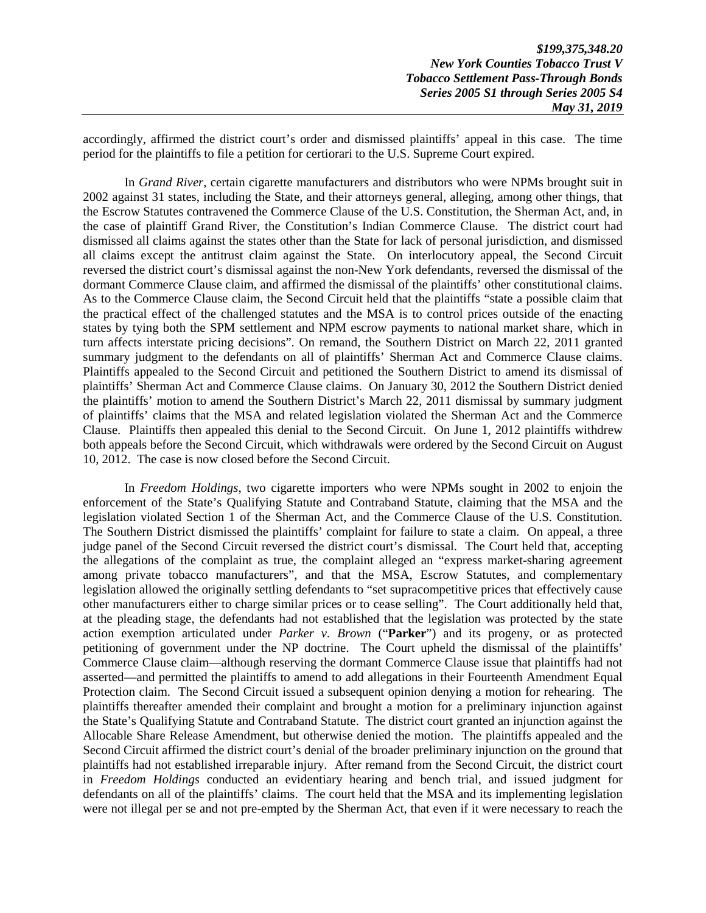accordingly, affirmed the district court's order and dismissed plaintiffs' appeal in this case. The time period for the plaintiffs to file a petition for certiorari to the U.S. Supreme Court expired.

In *Grand River*, certain cigarette manufacturers and distributors who were NPMs brought suit in 2002 against 31 states, including the State, and their attorneys general, alleging, among other things, that the Escrow Statutes contravened the Commerce Clause of the U.S. Constitution, the Sherman Act, and, in the case of plaintiff Grand River, the Constitution's Indian Commerce Clause. The district court had dismissed all claims against the states other than the State for lack of personal jurisdiction, and dismissed all claims except the antitrust claim against the State. On interlocutory appeal, the Second Circuit reversed the district court's dismissal against the non-New York defendants, reversed the dismissal of the dormant Commerce Clause claim, and affirmed the dismissal of the plaintiffs' other constitutional claims. As to the Commerce Clause claim, the Second Circuit held that the plaintiffs "state a possible claim that the practical effect of the challenged statutes and the MSA is to control prices outside of the enacting states by tying both the SPM settlement and NPM escrow payments to national market share, which in turn affects interstate pricing decisions". On remand, the Southern District on March 22, 2011 granted summary judgment to the defendants on all of plaintiffs' Sherman Act and Commerce Clause claims. Plaintiffs appealed to the Second Circuit and petitioned the Southern District to amend its dismissal of plaintiffs' Sherman Act and Commerce Clause claims. On January 30, 2012 the Southern District denied the plaintiffs' motion to amend the Southern District's March 22, 2011 dismissal by summary judgment of plaintiffs' claims that the MSA and related legislation violated the Sherman Act and the Commerce Clause. Plaintiffs then appealed this denial to the Second Circuit. On June 1, 2012 plaintiffs withdrew both appeals before the Second Circuit, which withdrawals were ordered by the Second Circuit on August 10, 2012. The case is now closed before the Second Circuit.

In *Freedom Holdings*, two cigarette importers who were NPMs sought in 2002 to enjoin the enforcement of the State's Qualifying Statute and Contraband Statute, claiming that the MSA and the legislation violated Section 1 of the Sherman Act, and the Commerce Clause of the U.S. Constitution. The Southern District dismissed the plaintiffs' complaint for failure to state a claim. On appeal, a three judge panel of the Second Circuit reversed the district court's dismissal. The Court held that, accepting the allegations of the complaint as true, the complaint alleged an "express market-sharing agreement among private tobacco manufacturers", and that the MSA, Escrow Statutes, and complementary legislation allowed the originally settling defendants to "set supracompetitive prices that effectively cause other manufacturers either to charge similar prices or to cease selling". The Court additionally held that, at the pleading stage, the defendants had not established that the legislation was protected by the state action exemption articulated under *Parker v. Brown* ("**Parker**") and its progeny, or as protected petitioning of government under the NP doctrine. The Court upheld the dismissal of the plaintiffs' Commerce Clause claim—although reserving the dormant Commerce Clause issue that plaintiffs had not asserted—and permitted the plaintiffs to amend to add allegations in their Fourteenth Amendment Equal Protection claim. The Second Circuit issued a subsequent opinion denying a motion for rehearing. The plaintiffs thereafter amended their complaint and brought a motion for a preliminary injunction against the State's Qualifying Statute and Contraband Statute. The district court granted an injunction against the Allocable Share Release Amendment, but otherwise denied the motion. The plaintiffs appealed and the Second Circuit affirmed the district court's denial of the broader preliminary injunction on the ground that plaintiffs had not established irreparable injury. After remand from the Second Circuit, the district court in *Freedom Holdings* conducted an evidentiary hearing and bench trial, and issued judgment for defendants on all of the plaintiffs' claims. The court held that the MSA and its implementing legislation were not illegal per se and not pre-empted by the Sherman Act, that even if it were necessary to reach the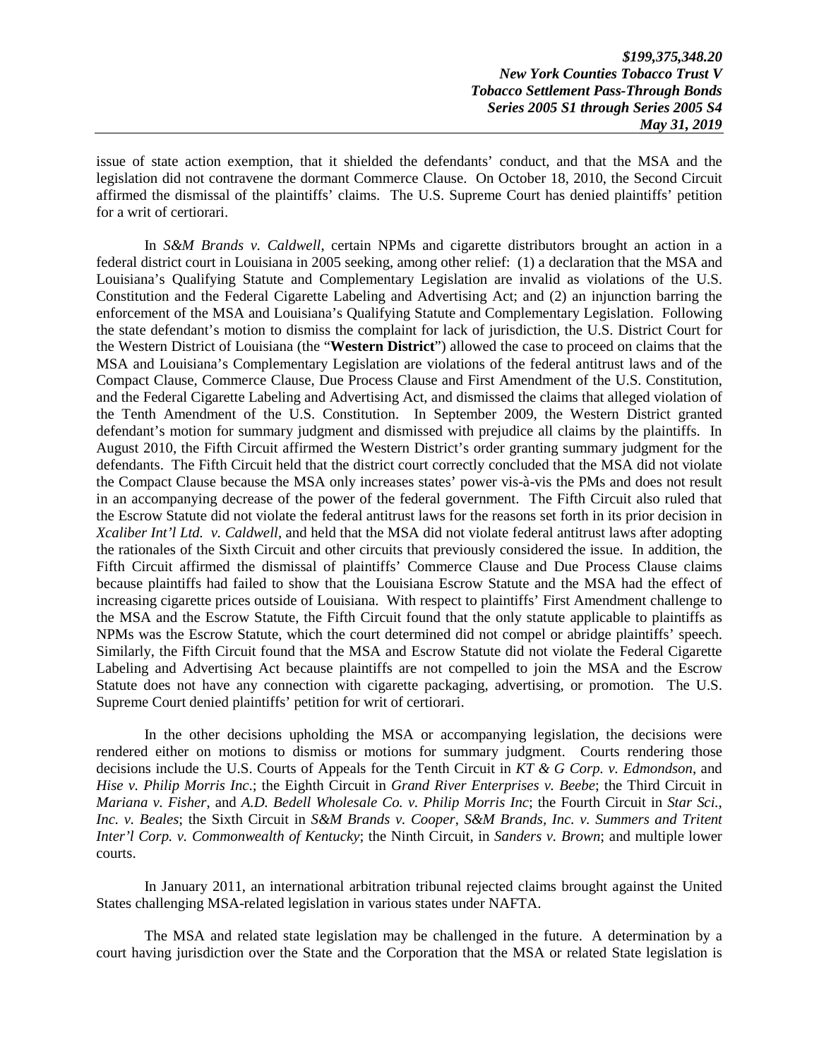issue of state action exemption, that it shielded the defendants' conduct, and that the MSA and the legislation did not contravene the dormant Commerce Clause. On October 18, 2010, the Second Circuit affirmed the dismissal of the plaintiffs' claims. The U.S. Supreme Court has denied plaintiffs' petition for a writ of certiorari.

In *S&M Brands v. Caldwell*, certain NPMs and cigarette distributors brought an action in a federal district court in Louisiana in 2005 seeking, among other relief: (1) a declaration that the MSA and Louisiana's Qualifying Statute and Complementary Legislation are invalid as violations of the U.S. Constitution and the Federal Cigarette Labeling and Advertising Act; and (2) an injunction barring the enforcement of the MSA and Louisiana's Qualifying Statute and Complementary Legislation. Following the state defendant's motion to dismiss the complaint for lack of jurisdiction, the U.S. District Court for the Western District of Louisiana (the "**Western District**") allowed the case to proceed on claims that the MSA and Louisiana's Complementary Legislation are violations of the federal antitrust laws and of the Compact Clause, Commerce Clause, Due Process Clause and First Amendment of the U.S. Constitution, and the Federal Cigarette Labeling and Advertising Act, and dismissed the claims that alleged violation of the Tenth Amendment of the U.S. Constitution. In September 2009, the Western District granted defendant's motion for summary judgment and dismissed with prejudice all claims by the plaintiffs. In August 2010, the Fifth Circuit affirmed the Western District's order granting summary judgment for the defendants. The Fifth Circuit held that the district court correctly concluded that the MSA did not violate the Compact Clause because the MSA only increases states' power vis-à-vis the PMs and does not result in an accompanying decrease of the power of the federal government. The Fifth Circuit also ruled that the Escrow Statute did not violate the federal antitrust laws for the reasons set forth in its prior decision in *Xcaliber Int'l Ltd. v. Caldwell*, and held that the MSA did not violate federal antitrust laws after adopting the rationales of the Sixth Circuit and other circuits that previously considered the issue. In addition, the Fifth Circuit affirmed the dismissal of plaintiffs' Commerce Clause and Due Process Clause claims because plaintiffs had failed to show that the Louisiana Escrow Statute and the MSA had the effect of increasing cigarette prices outside of Louisiana. With respect to plaintiffs' First Amendment challenge to the MSA and the Escrow Statute, the Fifth Circuit found that the only statute applicable to plaintiffs as NPMs was the Escrow Statute, which the court determined did not compel or abridge plaintiffs' speech. Similarly, the Fifth Circuit found that the MSA and Escrow Statute did not violate the Federal Cigarette Labeling and Advertising Act because plaintiffs are not compelled to join the MSA and the Escrow Statute does not have any connection with cigarette packaging, advertising, or promotion. The U.S. Supreme Court denied plaintiffs' petition for writ of certiorari.

In the other decisions upholding the MSA or accompanying legislation, the decisions were rendered either on motions to dismiss or motions for summary judgment. Courts rendering those decisions include the U.S. Courts of Appeals for the Tenth Circuit in *KT & G Corp. v. Edmondson*, and *Hise v. Philip Morris Inc.*; the Eighth Circuit in *Grand River Enterprises v. Beebe*; the Third Circuit in *Mariana v. Fisher*, and *A.D. Bedell Wholesale Co. v. Philip Morris Inc*; the Fourth Circuit in *Star Sci., Inc. v. Beales*; the Sixth Circuit in *S&M Brands v. Cooper*, *S&M Brands, Inc. v. Summers and Tritent Inter'l Corp. v. Commonwealth of Kentucky*; the Ninth Circuit, in *Sanders v. Brown*; and multiple lower courts.

In January 2011, an international arbitration tribunal rejected claims brought against the United States challenging MSA-related legislation in various states under NAFTA.

The MSA and related state legislation may be challenged in the future. A determination by a court having jurisdiction over the State and the Corporation that the MSA or related State legislation is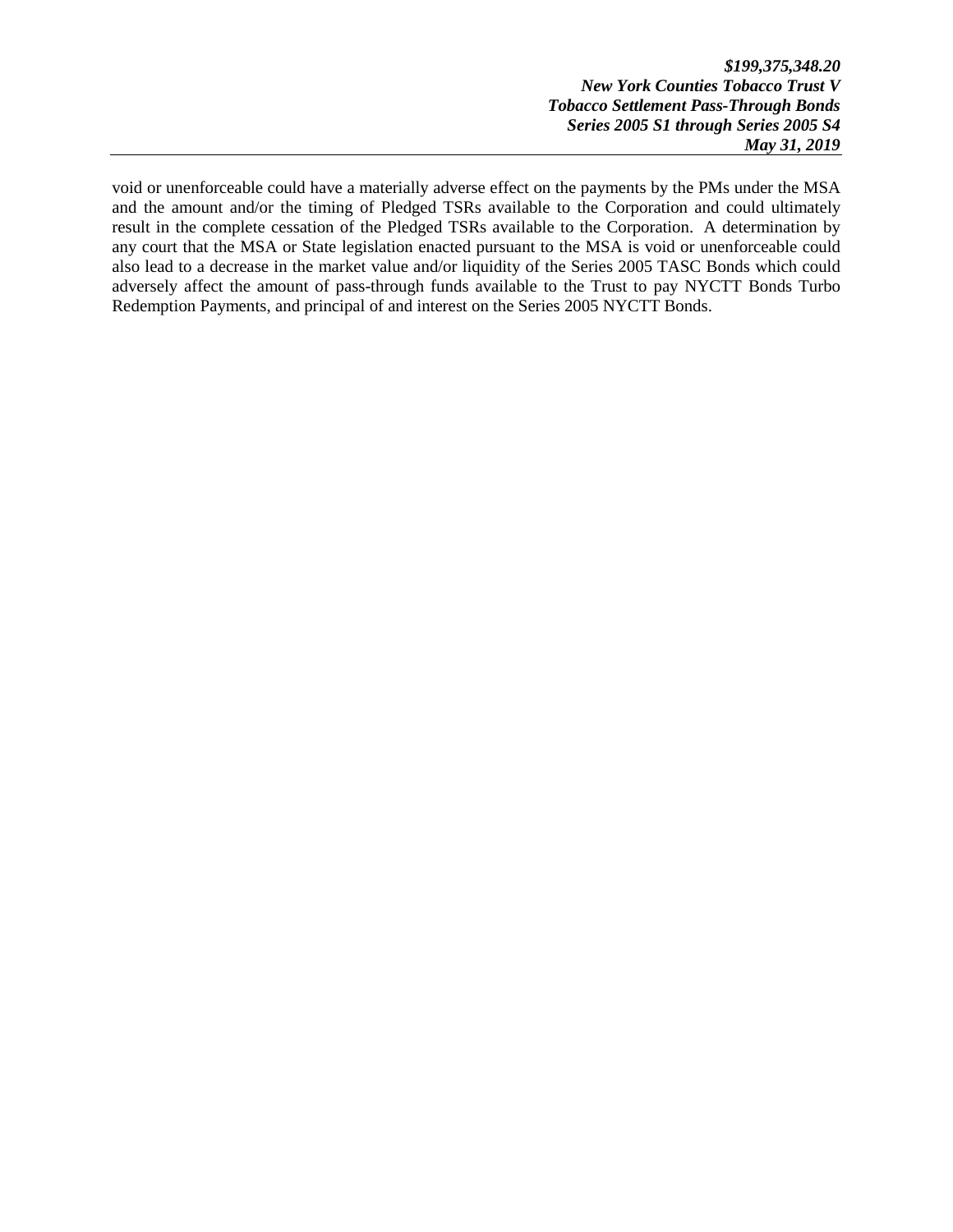void or unenforceable could have a materially adverse effect on the payments by the PMs under the MSA and the amount and/or the timing of Pledged TSRs available to the Corporation and could ultimately result in the complete cessation of the Pledged TSRs available to the Corporation. A determination by any court that the MSA or State legislation enacted pursuant to the MSA is void or unenforceable could also lead to a decrease in the market value and/or liquidity of the Series 2005 TASC Bonds which could adversely affect the amount of pass-through funds available to the Trust to pay NYCTT Bonds Turbo Redemption Payments, and principal of and interest on the Series 2005 NYCTT Bonds.